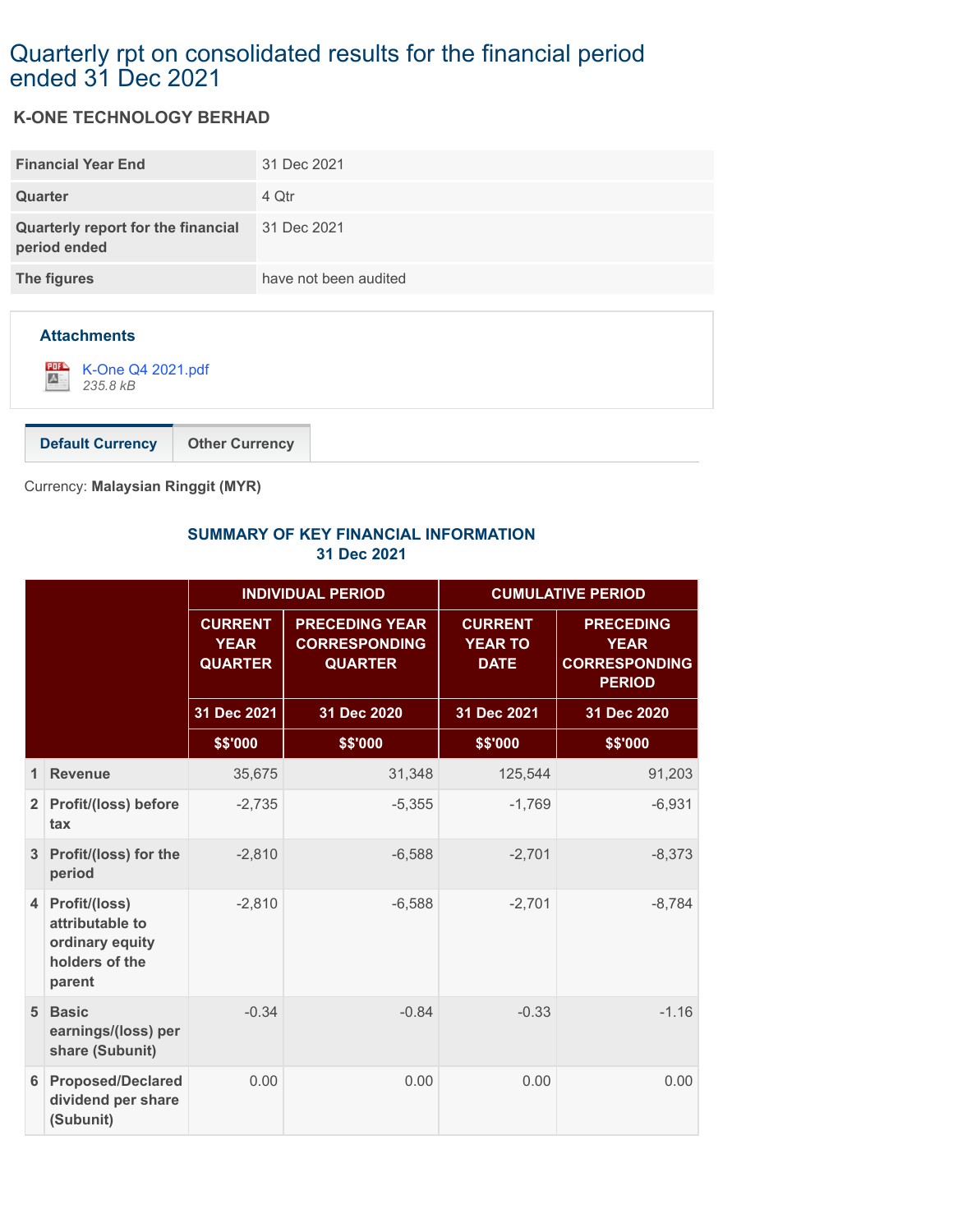# Quarterly rpt on consolidated results for the financial period ended 31 Dec 2021

## K-ONE TECHNOLOGY BERHAD

| | |
|---|---|
| **Financial Year End** | 31 Dec 2021 |
| **Quarter** | 4 Qtr |
| **Quarterly report for the financial period ended** | 31 Dec 2021 |
| **The figures** | have not been audited |

**Attachments**

K-One Q4 2021.pdf
*235.8 kB*

**Default Currency** | **Other Currency**

Currency: **Malaysian Ringgit (MYR)**

### SUMMARY OF KEY FINANCIAL INFORMATION
### 31 Dec 2021

| | | INDIVIDUAL PERIOD | | CUMULATIVE PERIOD | |
|---|---|---|---|---|---|
| | | CURRENT YEAR QUARTER | PRECEDING YEAR CORRESPONDING QUARTER | CURRENT YEAR TO DATE | PRECEDING YEAR CORRESPONDING PERIOD |
| | | 31 Dec 2021 | 31 Dec 2020 | 31 Dec 2021 | 31 Dec 2020 |
| | | $$'000 | $$'000 | $$'000 | $$'000 |
| 1 | Revenue | 35,675 | 31,348 | 125,544 | 91,203 |
| 2 | Profit/(loss) before tax | -2,735 | -5,355 | -1,769 | -6,931 |
| 3 | Profit/(loss) for the period | -2,810 | -6,588 | -2,701 | -8,373 |
| 4 | Profit/(loss) attributable to ordinary equity holders of the parent | -2,810 | -6,588 | -2,701 | -8,784 |
| 5 | Basic earnings/(loss) per share (Subunit) | -0.34 | -0.84 | -0.33 | -1.16 |
| 6 | Proposed/Declared dividend per share (Subunit) | 0.00 | 0.00 | 0.00 | 0.00 |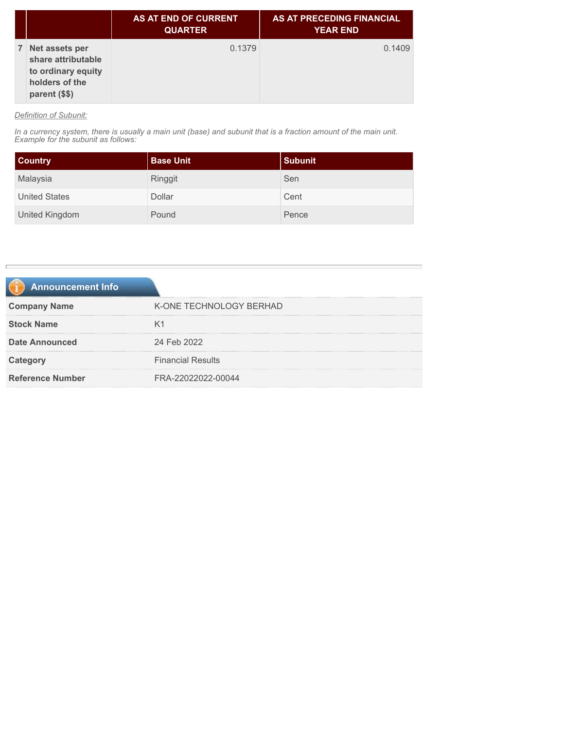| | | AS AT END OF CURRENT QUARTER | AS AT PRECEDING FINANCIAL YEAR END |
|---|---|---|---|
| 7 | **Net assets per share attributable to ordinary equity holders of the parent ($$)** | 0.1379 | 0.1409 |

*Definition of Subunit:*

*In a currency system, there is usually a main unit (base) and subunit that is a fraction amount of the main unit. Example for the subunit as follows:*

| Country | Base Unit | Subunit |
|---|---|---|
| Malaysia | Ringgit | Sen |
| United States | Dollar | Cent |
| United Kingdom | Pound | Pence |

## Announcement Info

| | |
|---|---|
| **Company Name** | K-ONE TECHNOLOGY BERHAD |
| **Stock Name** | K1 |
| **Date Announced** | 24 Feb 2022 |
| **Category** | Financial Results |
| **Reference Number** | FRA-22022022-00044 |